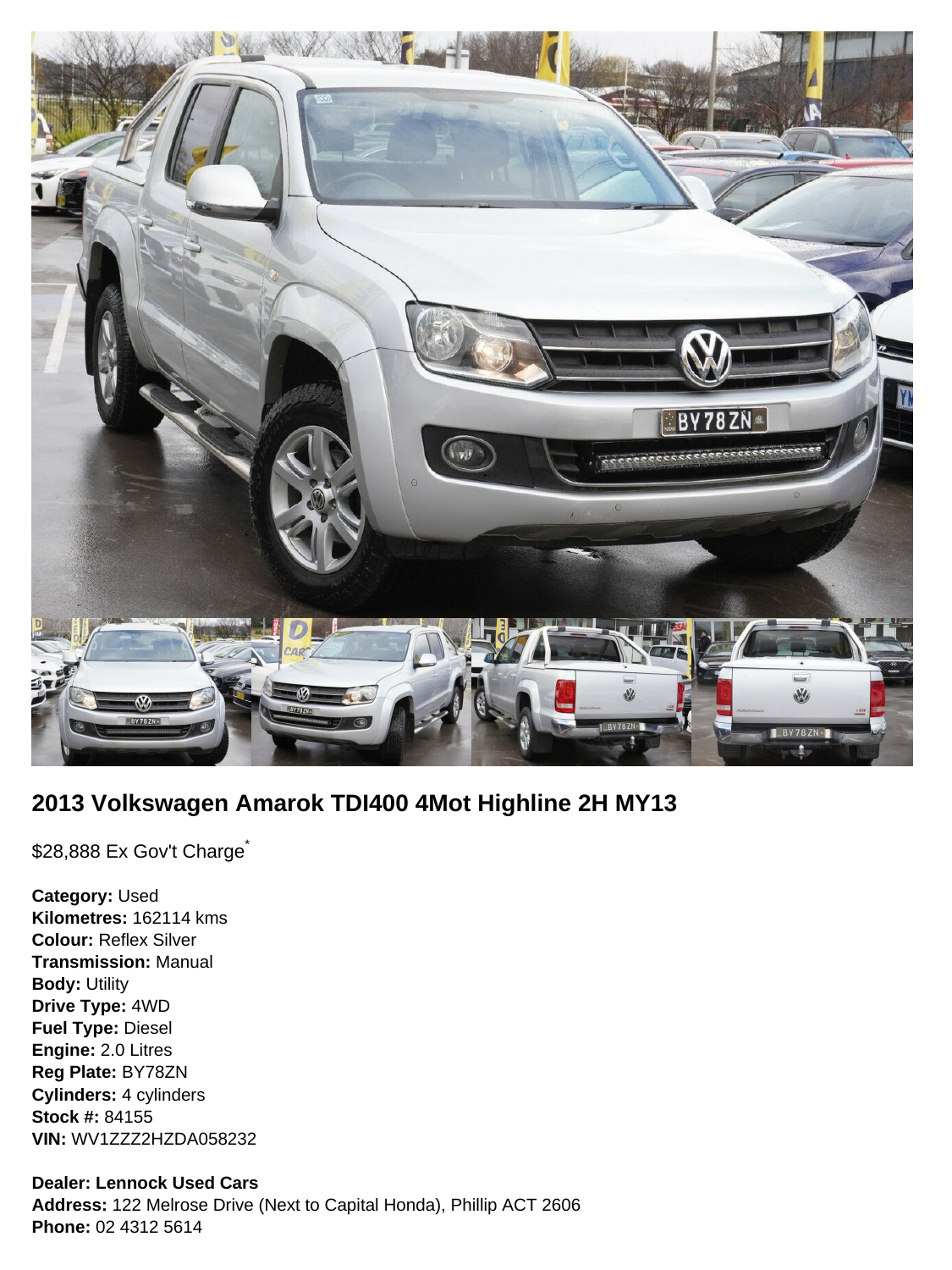## 2013 Volkswagen Amarok TDI400 4Mot Highline 2H MY13

$28,888 Ex Gov't Charge*

**Category:** Used
**Kilometres:** 162114 kms
**Colour:** Reflex Silver
**Transmission:** Manual
**Body:** Utility
**Drive Type:** 4WD
**Fuel Type:** Diesel
**Engine:** 2.0 Litres
**Reg Plate:** BY78ZN
**Cylinders:** 4 cylinders
**Stock #:** 84155
**VIN:** WV1ZZZ2HZDA058232

**Dealer: Lennock Used Cars**
**Address:** 122 Melrose Drive (Next to Capital Honda), Phillip ACT 2606
**Phone:** 02 4312 5614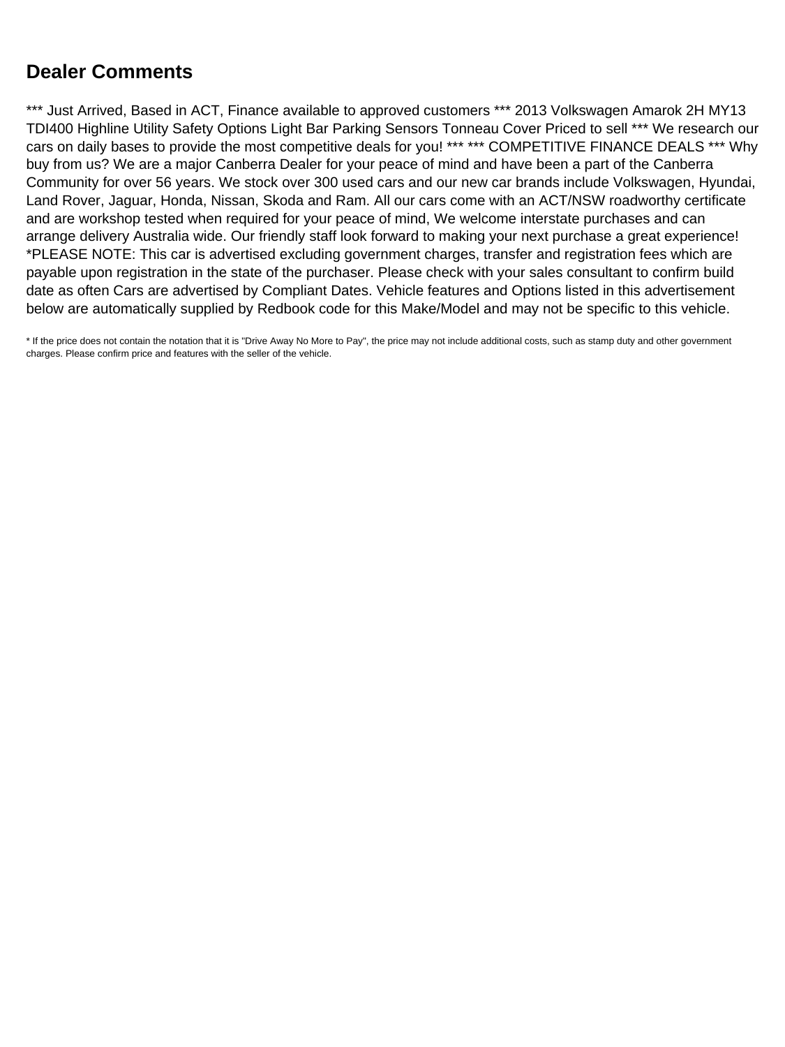## Dealer Comments

*** Just Arrived, Based in ACT, Finance available to approved customers *** 2013 Volkswagen Amarok 2H MY13 TDI400 Highline Utility Safety Options Light Bar Parking Sensors Tonneau Cover Priced to sell *** We research our cars on daily bases to provide the most competitive deals for you! *** *** COMPETITIVE FINANCE DEALS *** Why buy from us? We are a major Canberra Dealer for your peace of mind and have been a part of the Canberra Community for over 56 years. We stock over 300 used cars and our new car brands include Volkswagen, Hyundai, Land Rover, Jaguar, Honda, Nissan, Skoda and Ram. All our cars come with an ACT/NSW roadworthy certificate and are workshop tested when required for your peace of mind, We welcome interstate purchases and can arrange delivery Australia wide. Our friendly staff look forward to making your next purchase a great experience! *PLEASE NOTE: This car is advertised excluding government charges, transfer and registration fees which are payable upon registration in the state of the purchaser. Please check with your sales consultant to confirm build date as often Cars are advertised by Compliant Dates. Vehicle features and Options listed in this advertisement below are automatically supplied by Redbook code for this Make/Model and may not be specific to this vehicle.

* If the price does not contain the notation that it is "Drive Away No More to Pay", the price may not include additional costs, such as stamp duty and other government charges. Please confirm price and features with the seller of the vehicle.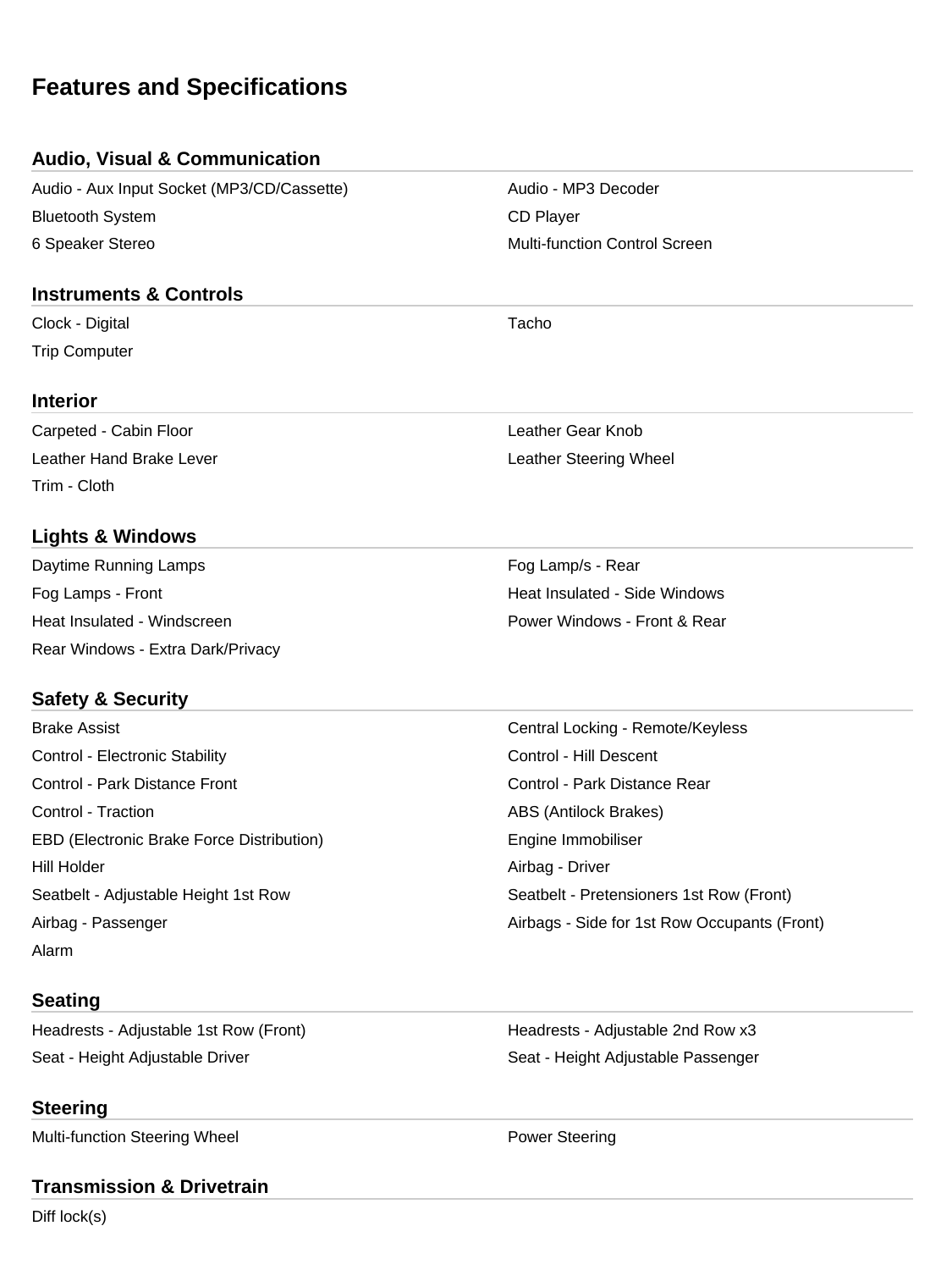# Features and Specifications

## Audio, Visual & Communication

- Audio - Aux Input Socket (MP3/CD/Cassette)
- Audio - MP3 Decoder
- Bluetooth System
- CD Player
- 6 Speaker Stereo
- Multi-function Control Screen

## Instruments & Controls

- Clock - Digital
- Tacho
- Trip Computer

## Interior

- Carpeted - Cabin Floor
- Leather Gear Knob
- Leather Hand Brake Lever
- Leather Steering Wheel
- Trim - Cloth

## Lights & Windows

- Daytime Running Lamps
- Fog Lamp/s - Rear
- Fog Lamps - Front
- Heat Insulated - Side Windows
- Heat Insulated - Windscreen
- Power Windows - Front & Rear
- Rear Windows - Extra Dark/Privacy

## Safety & Security

- Brake Assist
- Central Locking - Remote/Keyless
- Control - Electronic Stability
- Control - Hill Descent
- Control - Park Distance Front
- Control - Park Distance Rear
- Control - Traction
- ABS (Antilock Brakes)
- EBD (Electronic Brake Force Distribution)
- Engine Immobiliser
- Hill Holder
- Airbag - Driver
- Seatbelt - Adjustable Height 1st Row
- Seatbelt - Pretensioners 1st Row (Front)
- Airbag - Passenger
- Airbags - Side for 1st Row Occupants (Front)
- Alarm

## Seating

- Headrests - Adjustable 1st Row (Front)
- Headrests - Adjustable 2nd Row x3
- Seat - Height Adjustable Driver
- Seat - Height Adjustable Passenger

## Steering

- Multi-function Steering Wheel
- Power Steering

## Transmission & Drivetrain

- Diff lock(s)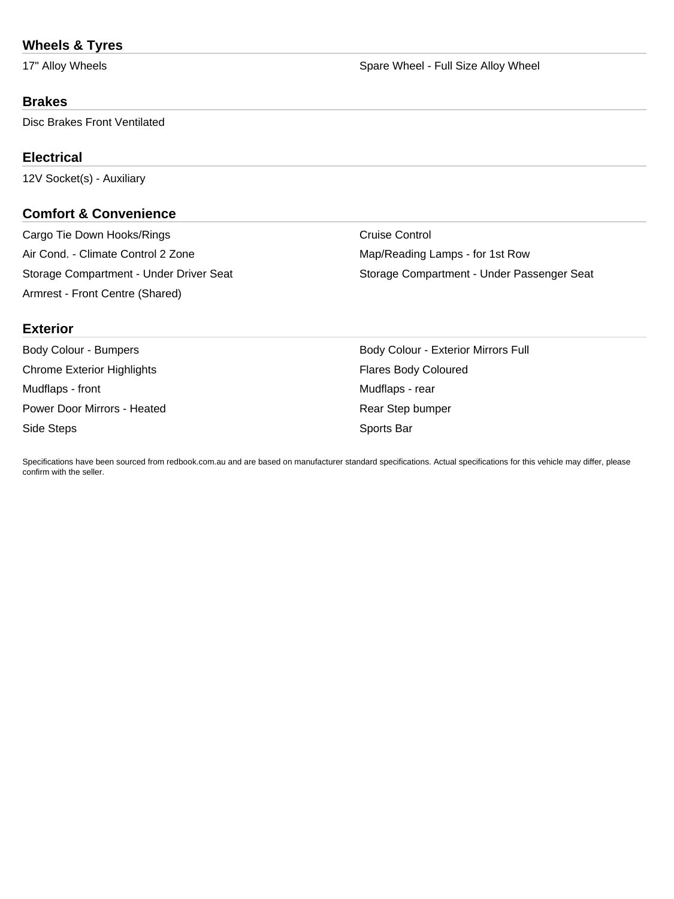## Wheels & Tyres

17" Alloy Wheels

Spare Wheel - Full Size Alloy Wheel

## Brakes

Disc Brakes Front Ventilated

## Electrical

12V Socket(s) - Auxiliary

## Comfort & Convenience

Cargo Tie Down Hooks/Rings

Cruise Control

Air Cond. - Climate Control 2 Zone

Map/Reading Lamps - for 1st Row

Storage Compartment - Under Driver Seat

Storage Compartment - Under Passenger Seat

Armrest - Front Centre (Shared)

## Exterior

Body Colour - Bumpers

Body Colour - Exterior Mirrors Full

Chrome Exterior Highlights

Flares Body Coloured

Mudflaps - front

Mudflaps - rear

Power Door Mirrors - Heated

Rear Step bumper

Side Steps

Sports Bar

Specifications have been sourced from redbook.com.au and are based on manufacturer standard specifications. Actual specifications for this vehicle may differ, please confirm with the seller.